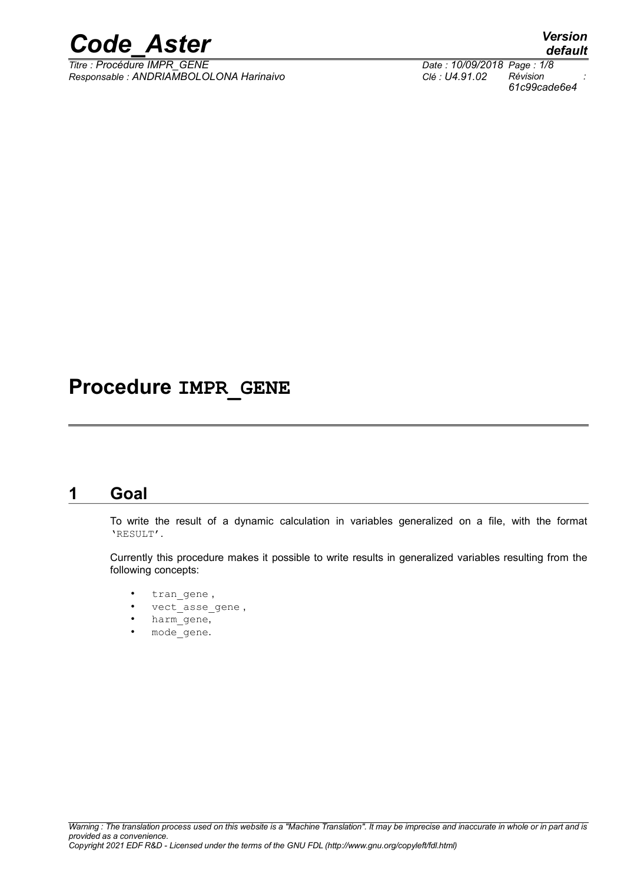# Procedure IMPR_GENE

## 1 Goal

To write the result of a dynamic calculation in variables generalized on a file, with the format 'RESULT'.

Currently this procedure makes it possible to write results in generalized variables resulting from the following concepts:

- tran_gene ,
- vect_asse_gene ,
- harm_gene,
- mode_gene.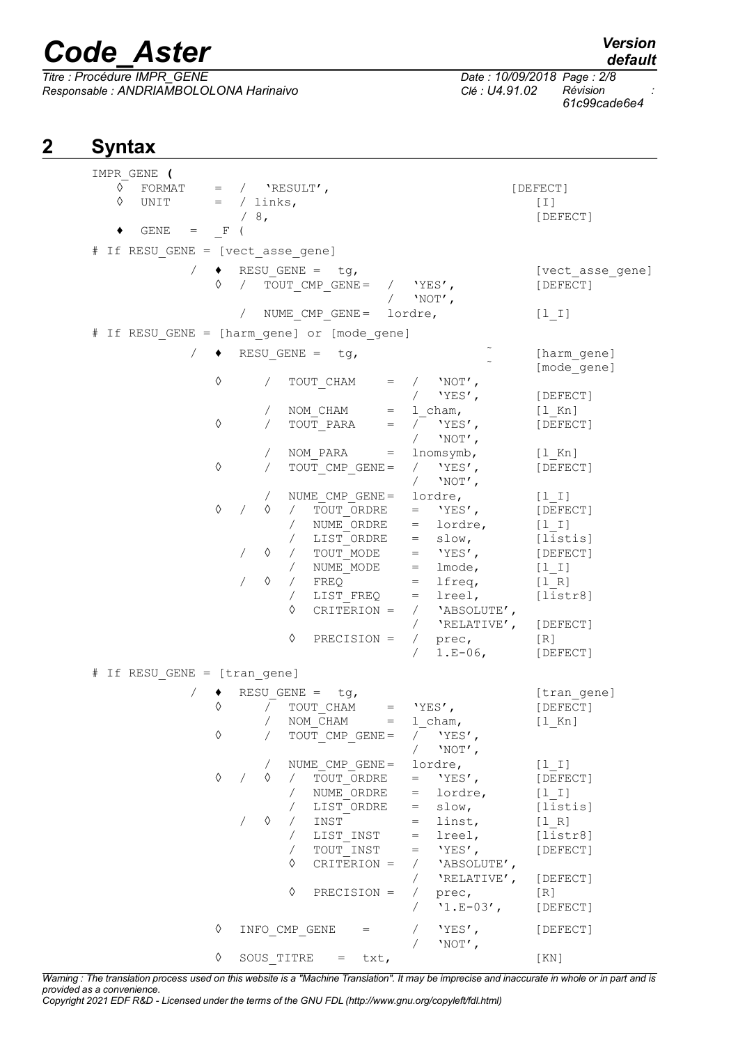## 2 Syntax

```
IMPR_GENE (
   ◊  FORMAT    =  /  'RESULT',                              [DEFECT]
   ◊  UNIT      =  / links,                                   [I]
                   / 8,                                       [DEFECT]
   ♦  GENE   =  _F (

# If RESU_GENE = [vect_asse_gene]

            /  ♦  RESU_GENE =  tg,                            [vect_asse_gene]
               ◊  /  TOUT_CMP_GENE=  /  'YES',                [DEFECT]
                                     /  'NOT',
                  /  NUME_CMP_GENE=  lordre,                  [l_I]

# If RESU_GENE = [harm_gene] or [mode_gene]

            /  ♦  RESU_GENE =  tg,                            [harm_gene]
                                                              [mode_gene]
               ◊     /  TOUT_CHAM     =  /  'NOT',
                                         /  'YES',            [DEFECT]
                     /  NOM_CHAM      =  l_cham,              [l_Kn]
               ◊     /  TOUT_PARA     =  /  'YES',            [DEFECT]
                                         /  'NOT',
                     /  NOM_PARA      =  lnomsymb,            [l_Kn]
               ◊     /  TOUT_CMP_GENE=  /  'YES',             [DEFECT]
                                        /  'NOT',
                     /  NUME_CMP_GENE=  lordre,               [l_I]
               ◊  /  ◊  /  TOUT_ORDRE   =  'YES',             [DEFECT]
                        /  NUME_ORDRE   =  lordre,            [l_I]
                        /  LIST_ORDRE   =  slow,              [listis]
                  /  ◊  /  TOUT_MODE    =  'YES',             [DEFECT]
                        /  NUME_MODE    =  lmode,             [l_I]
                  /  ◊  /  FREQ         =  lfreq,             [l_R]
                        /  LIST_FREQ    =  lreel,             [listr8]
                        ◊  CRITERION =  /  'ABSOLUTE',
                                        /  'RELATIVE',        [DEFECT]
                        ◊  PRECISION =  /  prec,              [R]
                                        /  1.E-06,            [DEFECT]

# If RESU_GENE = [tran_gene]

            /  ♦  RESU_GENE =  tg,                            [tran_gene]
               ◊     /  TOUT_CHAM     =  'YES',               [DEFECT]
                     /  NOM_CHAM      =  l_cham,              [l_Kn]
               ◊     /  TOUT_CMP_GENE=  /  'YES',
                                        /  'NOT',
                     /  NUME_CMP_GENE=  lordre,               [l_I]
               ◊  /  ◊  /  TOUT_ORDRE   =  'YES',             [DEFECT]
                        /  NUME_ORDRE   =  lordre,            [l_I]
                        /  LIST_ORDRE   =  slow,              [listis]
                  /  ◊  /  INST         =  linst,             [l_R]
                        /  LIST_INST    =  lreel,             [listr8]
                        /  TOUT_INST    =  'YES',             [DEFECT]
                        ◊  CRITERION =  /  'ABSOLUTE',
                                        /  'RELATIVE',        [DEFECT]
                        ◊  PRECISION =  /  prec,              [R]
                                        /  '1.E-03',          [DEFECT]

               ◊  INFO_CMP_GENE    =     /  'YES',            [DEFECT]
                                         /  'NOT',
               ◊  SOUS_TITRE   =  txt,                        [KN]
```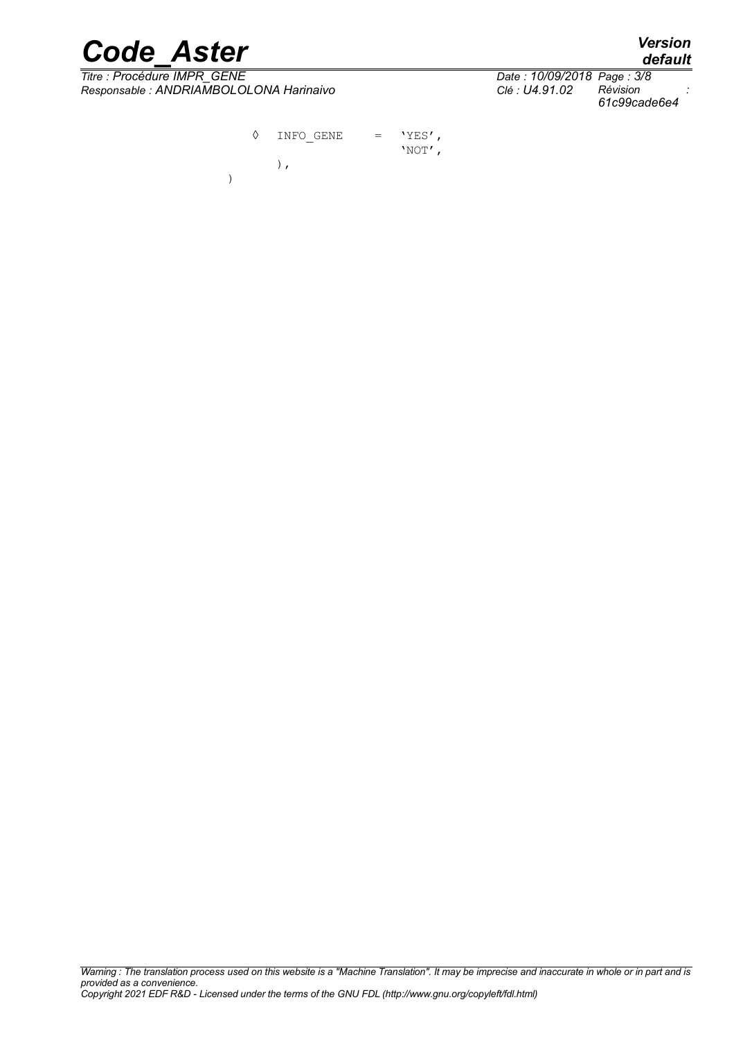```
◊ INFO_GENE    =  'YES',
                  'NOT',
   ),
)
```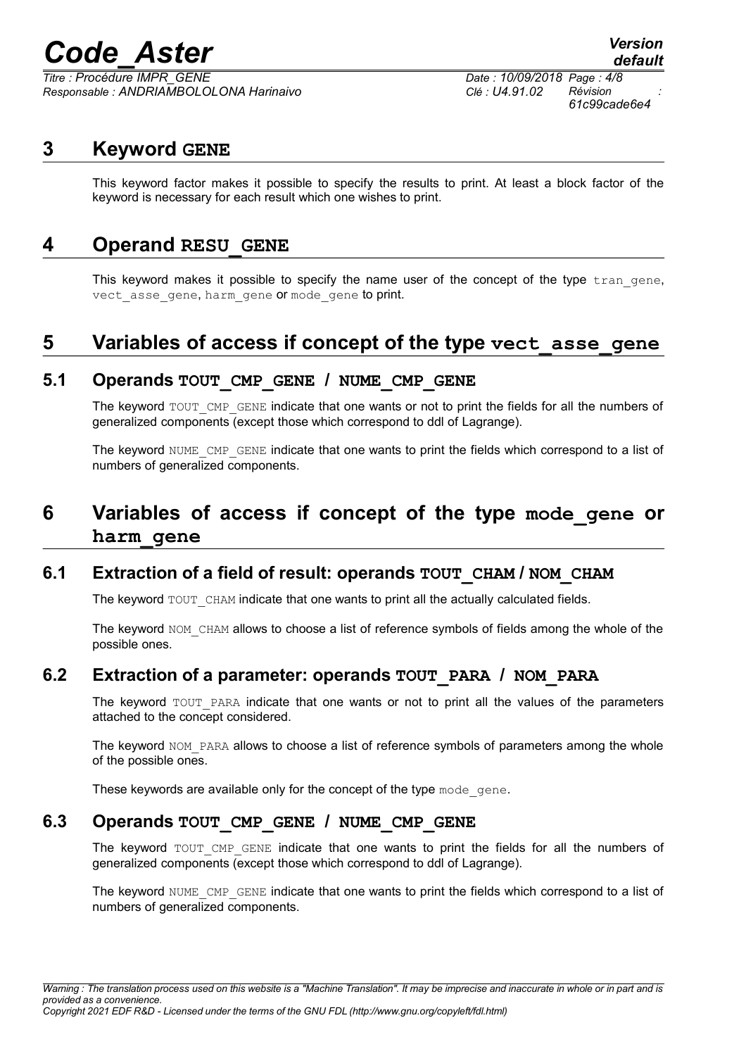# 3 Keyword GENE

This keyword factor makes it possible to specify the results to print. At least a block factor of the keyword is necessary for each result which one wishes to print.

# 4 Operand RESU_GENE

This keyword makes it possible to specify the name user of the concept of the type tran_gene, vect_asse_gene, harm_gene or mode_gene to print.

# 5 Variables of access if concept of the type vect_asse_gene

## 5.1 Operands TOUT_CMP_GENE / NUME_CMP_GENE

The keyword TOUT_CMP_GENE indicate that one wants or not to print the fields for all the numbers of generalized components (except those which correspond to ddl of Lagrange).

The keyword NUME_CMP_GENE indicate that one wants to print the fields which correspond to a list of numbers of generalized components.

# 6 Variables of access if concept of the type mode_gene or harm_gene

## 6.1 Extraction of a field of result: operands TOUT_CHAM / NOM_CHAM

The keyword TOUT_CHAM indicate that one wants to print all the actually calculated fields.

The keyword NOM_CHAM allows to choose a list of reference symbols of fields among the whole of the possible ones.

## 6.2 Extraction of a parameter: operands TOUT_PARA / NOM_PARA

The keyword TOUT_PARA indicate that one wants or not to print all the values of the parameters attached to the concept considered.

The keyword NOM_PARA allows to choose a list of reference symbols of parameters among the whole of the possible ones.

These keywords are available only for the concept of the type mode_gene.

## 6.3 Operands TOUT_CMP_GENE / NUME_CMP_GENE

The keyword TOUT_CMP_GENE indicate that one wants to print the fields for all the numbers of generalized components (except those which correspond to ddl of Lagrange).

The keyword NUME_CMP_GENE indicate that one wants to print the fields which correspond to a list of numbers of generalized components.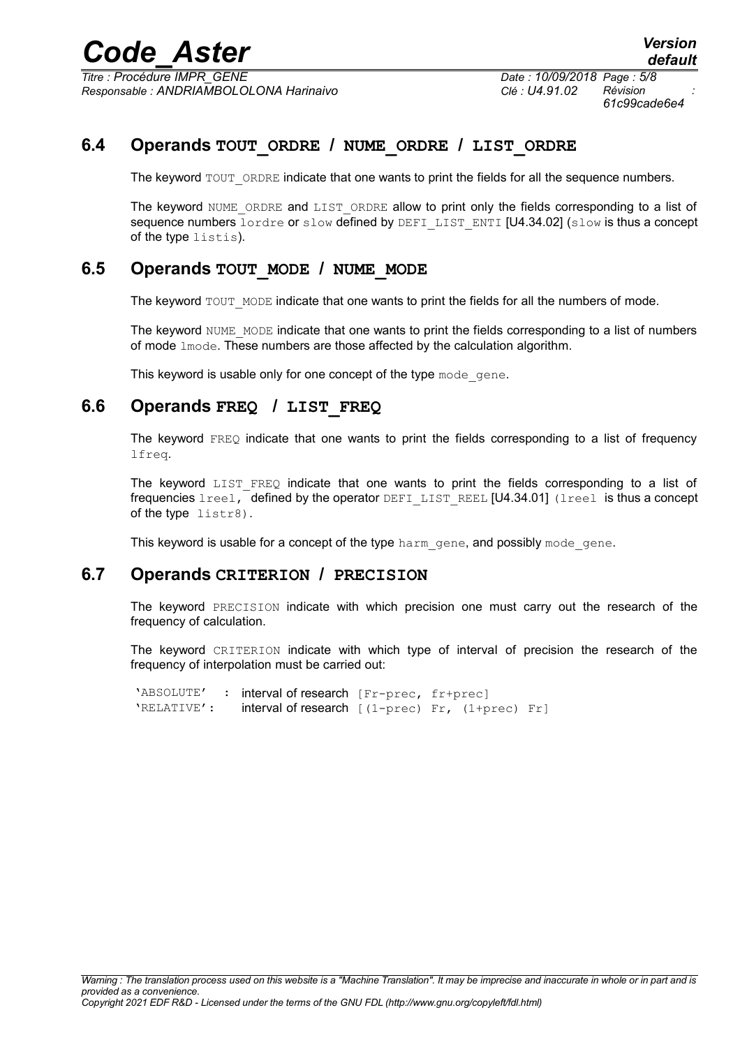## 6.4 Operands TOUT_ORDRE / NUME_ORDRE / LIST_ORDRE

The keyword TOUT_ORDRE indicate that one wants to print the fields for all the sequence numbers.

The keyword NUME_ORDRE and LIST_ORDRE allow to print only the fields corresponding to a list of sequence numbers lordre or slow defined by DEFI_LIST_ENTI [U4.34.02] (slow is thus a concept of the type listis).

## 6.5 Operands TOUT_MODE / NUME_MODE

The keyword TOUT_MODE indicate that one wants to print the fields for all the numbers of mode.

The keyword NUME_MODE indicate that one wants to print the fields corresponding to a list of numbers of mode lmode. These numbers are those affected by the calculation algorithm.

This keyword is usable only for one concept of the type mode_gene.

## 6.6 Operands FREQ / LIST_FREQ

The keyword FREQ indicate that one wants to print the fields corresponding to a list of frequency lfreq.

The keyword LIST_FREQ indicate that one wants to print the fields corresponding to a list of frequencies lreel, defined by the operator DEFI_LIST_REEL [U4.34.01] (lreel is thus a concept of the type listr8).

This keyword is usable for a concept of the type harm_gene, and possibly mode_gene.

## 6.7 Operands CRITERION / PRECISION

The keyword PRECISION indicate with which precision one must carry out the research of the frequency of calculation.

The keyword CRITERION indicate with which type of interval of precision the research of the frequency of interpolation must be carried out:

'ABSOLUTE' : interval of research [Fr-prec, fr+prec]
'RELATIVE': interval of research [(1-prec) Fr, (1+prec) Fr]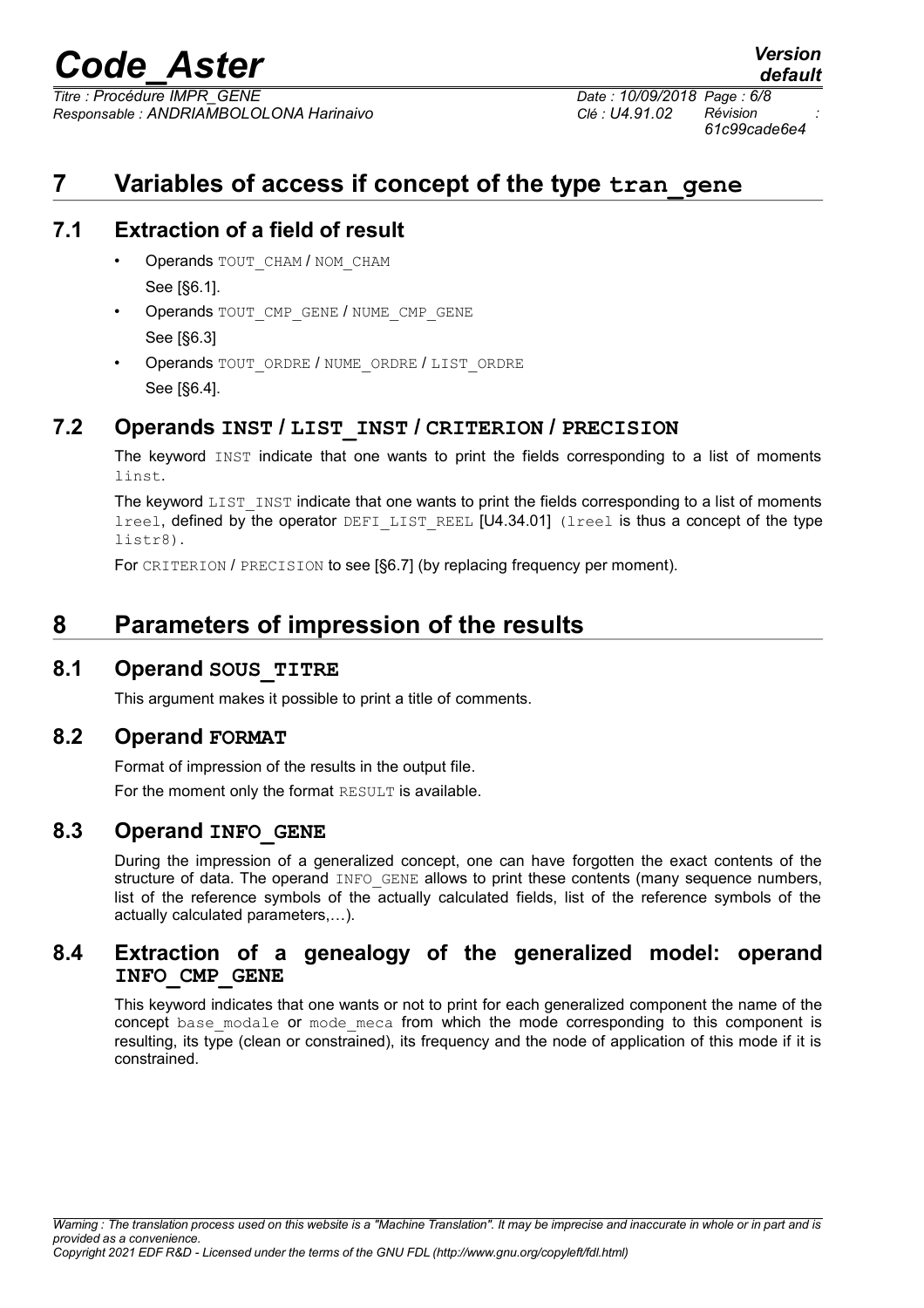# 7 Variables of access if concept of the type tran_gene

## 7.1 Extraction of a field of result

- Operands TOUT_CHAM / NOM_CHAM
  See [§6.1].
- Operands TOUT_CMP_GENE / NUME_CMP_GENE
  See [§6.3]
- Operands TOUT_ORDRE / NUME_ORDRE / LIST_ORDRE
  See [§6.4].

## 7.2 Operands INST / LIST_INST / CRITERION / PRECISION

The keyword INST indicate that one wants to print the fields corresponding to a list of moments linst.

The keyword LIST_INST indicate that one wants to print the fields corresponding to a list of moments lreel, defined by the operator DEFI_LIST_REEL [U4.34.01] (lreel is thus a concept of the type listr8).

For CRITERION / PRECISION to see [§6.7] (by replacing frequency per moment).

# 8 Parameters of impression of the results

## 8.1 Operand SOUS_TITRE

This argument makes it possible to print a title of comments.

## 8.2 Operand FORMAT

Format of impression of the results in the output file.

For the moment only the format RESULT is available.

## 8.3 Operand INFO_GENE

During the impression of a generalized concept, one can have forgotten the exact contents of the structure of data. The operand INFO_GENE allows to print these contents (many sequence numbers, list of the reference symbols of the actually calculated fields, list of the reference symbols of the actually calculated parameters,…).

## 8.4 Extraction of a genealogy of the generalized model: operand INFO_CMP_GENE

This keyword indicates that one wants or not to print for each generalized component the name of the concept base_modale or mode_meca from which the mode corresponding to this component is resulting, its type (clean or constrained), its frequency and the node of application of this mode if it is constrained.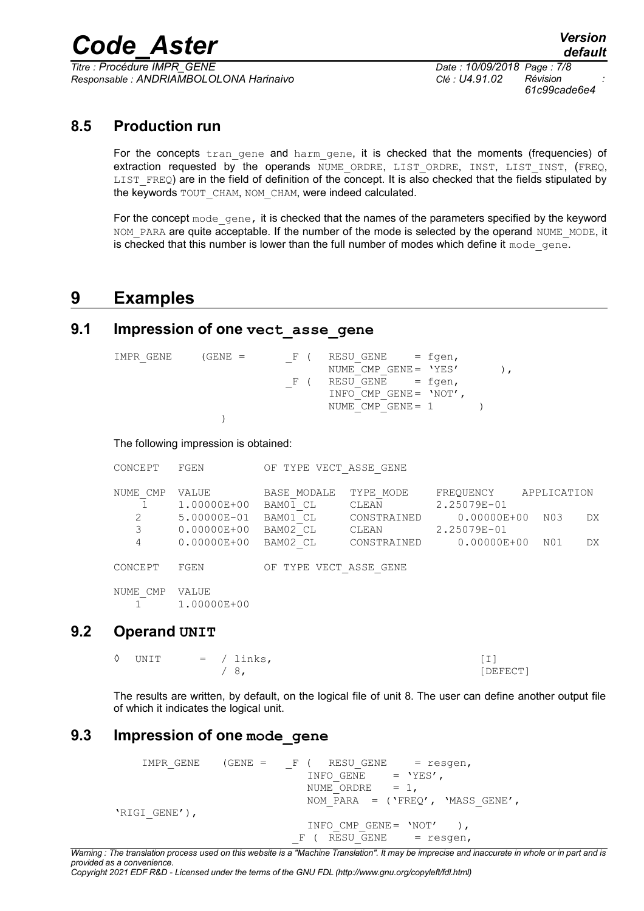## 8.5 Production run

For the concepts `tran_gene` and `harm_gene`, it is checked that the moments (frequencies) of extraction requested by the operands `NUME_ORDRE`, `LIST_ORDRE`, `INST`, `LIST_INST`, (`FREQ`, `LIST_FREQ`) are in the field of definition of the concept. It is also checked that the fields stipulated by the keywords `TOUT_CHAM`, `NOM_CHAM`, were indeed calculated.

For the concept `mode_gene`, it is checked that the names of the parameters specified by the keyword `NOM_PARA` are quite acceptable. If the number of the mode is selected by the operand `NUME_MODE`, it is checked that this number is lower than the full number of modes which define it `mode_gene`.

# 9 Examples

## 9.1 Impression of one vect_asse_gene

```
IMPR_GENE     (GENE =       _F (   RESU_GENE     = fgen,
                                   NUME_CMP_GENE= 'YES'        ),
                            _F (   RESU_GENE     = fgen,
                                   INFO_CMP_GENE= 'NOT',
                                   NUME_CMP_GENE= 1          )
               )
```

The following impression is obtained:

```
CONCEPT    FGEN           OF TYPE VECT_ASSE_GENE

NUME_CMP   VALUE          BASE_MODALE   TYPE_MODE     FREQUENCY     APPLICATION
   1       1.00000E+00    BAM01_CL      CLEAN         2.25079E-01
   2       5.00000E-01    BAM01_CL      CONSTRAINED     0.00000E+00  N03     DX
   3       0.00000E+00    BAM02_CL      CLEAN         2.25079E-01
   4       0.00000E+00    BAM02_CL      CONSTRAINED     0.00000E+00  N01     DX

CONCEPT    FGEN           OF TYPE VECT_ASSE_GENE

NUME_CMP   VALUE
   1       1.00000E+00
```

## 9.2 Operand UNIT

```
◊  UNIT      =  / links,                                    [I]
                / 8,                                        [DEFECT]
```

The results are written, by default, on the logical file of unit 8. The user can define another output file of which it indicates the logical unit.

## 9.3 Impression of one mode_gene

```
    IMPR_GENE    (GENE =    _F (   RESU_GENE     = resgen,
                               INFO_GENE     = 'YES',
                               NUME_ORDRE    = 1,
                               NOM_PARA  = ('FREQ', 'MASS_GENE',
'RIGI_GENE'),
                               INFO_CMP_GENE= 'NOT'    ),
                           _F (  RESU_GENE     = resgen,
```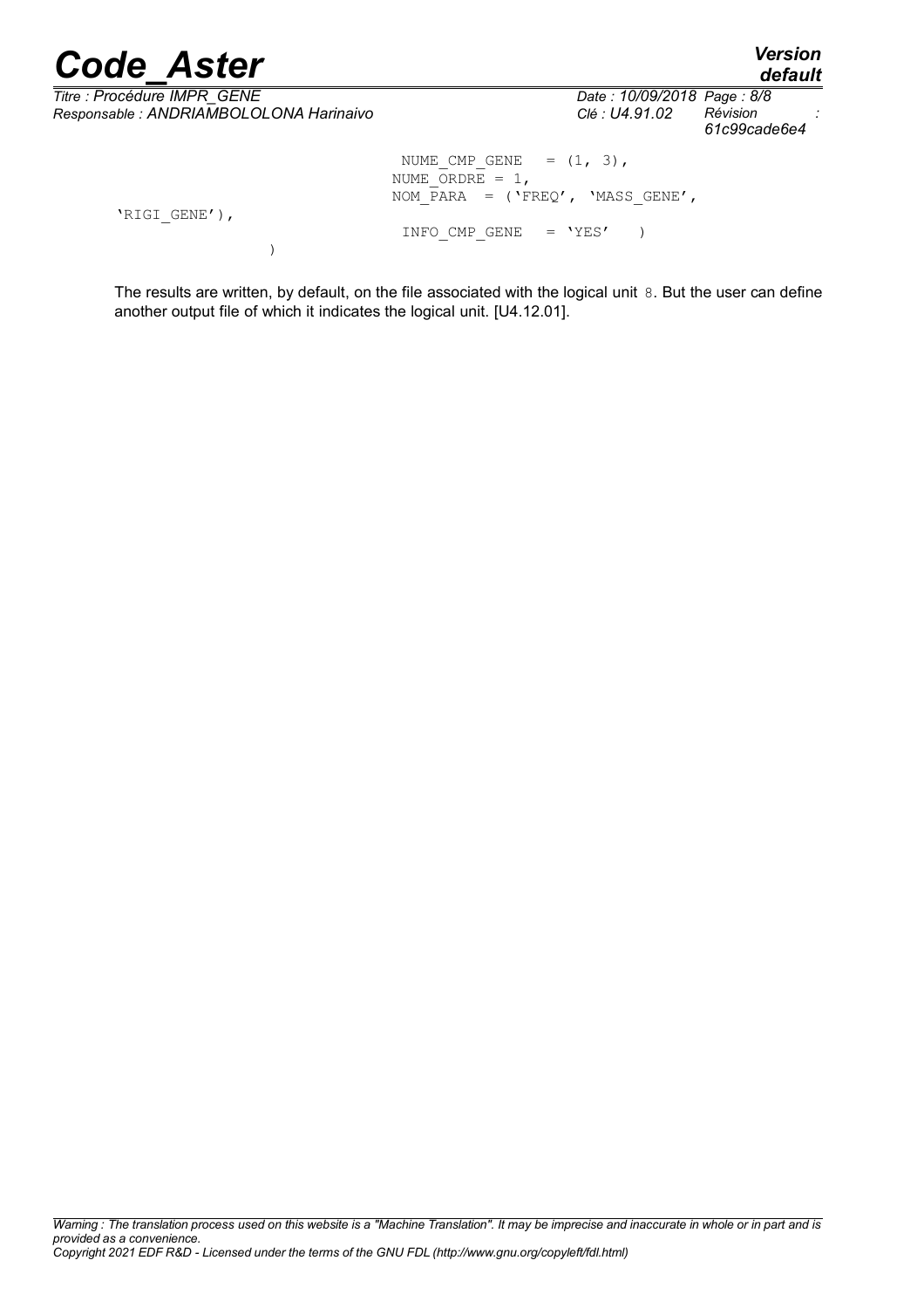```
                    NUME_CMP_GENE   = (1, 3),
                   NUME_ORDRE = 1,
                   NOM_PARA  = ('FREQ', 'MASS_GENE',
'RIGI_GENE'),
                    INFO_CMP_GENE   = 'YES'    )
            )
```

The results are written, by default, on the file associated with the logical unit 8. But the user can define another output file of which it indicates the logical unit. [U4.12.01].